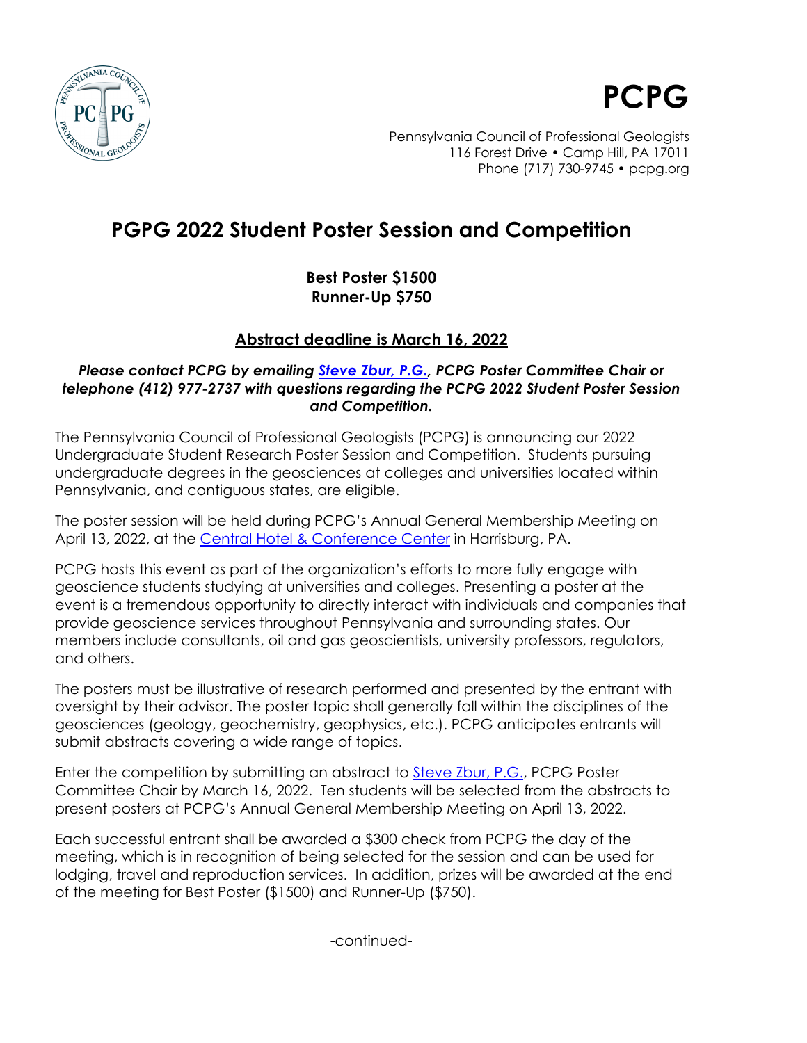# PCPG

Pennsylvania Council of Professional Geologists
116 Forest Drive • Camp Hill, PA 17011
Phone (717) 730-9745 • pcpg.org

## PGPG 2022 Student Poster Session and Competition

**Best Poster $1500**
**Runner-Up $750**

**Abstract deadline is March 16, 2022**

***Please contact PCPG by emailing Steve Zbur, P.G., PCPG Poster Committee Chair or telephone (412) 977-2737 with questions regarding the PCPG 2022 Student Poster Session and Competition.***

The Pennsylvania Council of Professional Geologists (PCPG) is announcing our 2022 Undergraduate Student Research Poster Session and Competition. Students pursuing undergraduate degrees in the geosciences at colleges and universities located within Pennsylvania, and contiguous states, are eligible.

The poster session will be held during PCPG's Annual General Membership Meeting on April 13, 2022, at the Central Hotel & Conference Center in Harrisburg, PA.

PCPG hosts this event as part of the organization's efforts to more fully engage with geoscience students studying at universities and colleges. Presenting a poster at the event is a tremendous opportunity to directly interact with individuals and companies that provide geoscience services throughout Pennsylvania and surrounding states. Our members include consultants, oil and gas geoscientists, university professors, regulators, and others.

The posters must be illustrative of research performed and presented by the entrant with oversight by their advisor. The poster topic shall generally fall within the disciplines of the geosciences (geology, geochemistry, geophysics, etc.). PCPG anticipates entrants will submit abstracts covering a wide range of topics.

Enter the competition by submitting an abstract to Steve Zbur, P.G., PCPG Poster Committee Chair by March 16, 2022. Ten students will be selected from the abstracts to present posters at PCPG's Annual General Membership Meeting on April 13, 2022.

Each successful entrant shall be awarded a $300 check from PCPG the day of the meeting, which is in recognition of being selected for the session and can be used for lodging, travel and reproduction services. In addition, prizes will be awarded at the end of the meeting for Best Poster ($1500) and Runner-Up ($750).

-continued-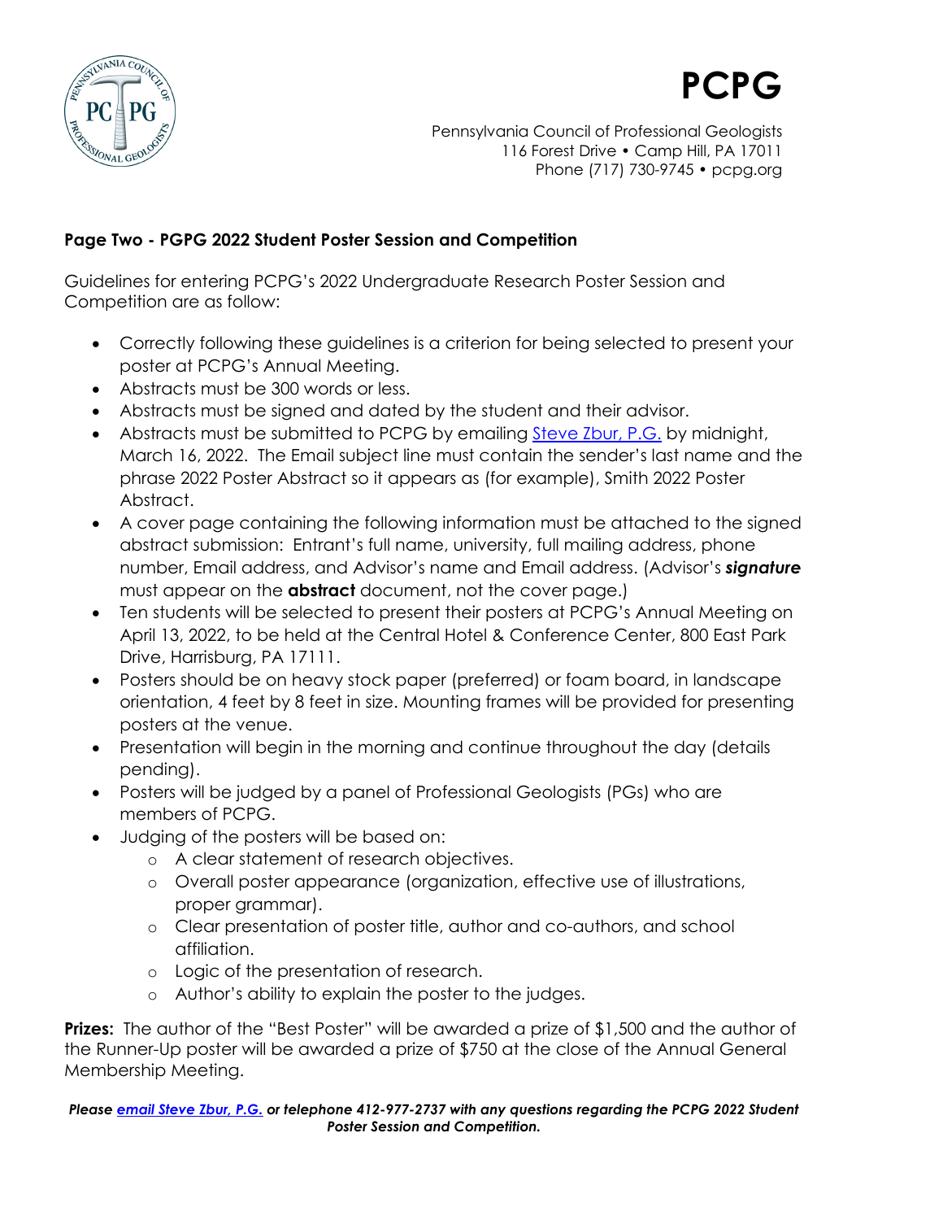# PCPG

Pennsylvania Council of Professional Geologists
116 Forest Drive • Camp Hill, PA 17011
Phone (717) 730-9745 • pcpg.org

**Page Two - PGPG 2022 Student Poster Session and Competition**

Guidelines for entering PCPG's 2022 Undergraduate Research Poster Session and Competition are as follow:

- Correctly following these guidelines is a criterion for being selected to present your poster at PCPG's Annual Meeting.
- Abstracts must be 300 words or less.
- Abstracts must be signed and dated by the student and their advisor.
- Abstracts must be submitted to PCPG by emailing Steve Zbur, P.G. by midnight, March 16, 2022. The Email subject line must contain the sender's last name and the phrase 2022 Poster Abstract so it appears as (for example), Smith 2022 Poster Abstract.
- A cover page containing the following information must be attached to the signed abstract submission: Entrant's full name, university, full mailing address, phone number, Email address, and Advisor's name and Email address. (Advisor's ***signature*** must appear on the **abstract** document, not the cover page.)
- Ten students will be selected to present their posters at PCPG's Annual Meeting on April 13, 2022, to be held at the Central Hotel & Conference Center, 800 East Park Drive, Harrisburg, PA 17111.
- Posters should be on heavy stock paper (preferred) or foam board, in landscape orientation, 4 feet by 8 feet in size. Mounting frames will be provided for presenting posters at the venue.
- Presentation will begin in the morning and continue throughout the day (details pending).
- Posters will be judged by a panel of Professional Geologists (PGs) who are members of PCPG.
- Judging of the posters will be based on:
  - A clear statement of research objectives.
  - Overall poster appearance (organization, effective use of illustrations, proper grammar).
  - Clear presentation of poster title, author and co-authors, and school affiliation.
  - Logic of the presentation of research.
  - Author's ability to explain the poster to the judges.

**Prizes:** The author of the "Best Poster" will be awarded a prize of $1,500 and the author of the Runner-Up poster will be awarded a prize of $750 at the close of the Annual General Membership Meeting.

***Please email Steve Zbur, P.G. or telephone 412-977-2737 with any questions regarding the PCPG 2022 Student Poster Session and Competition.***